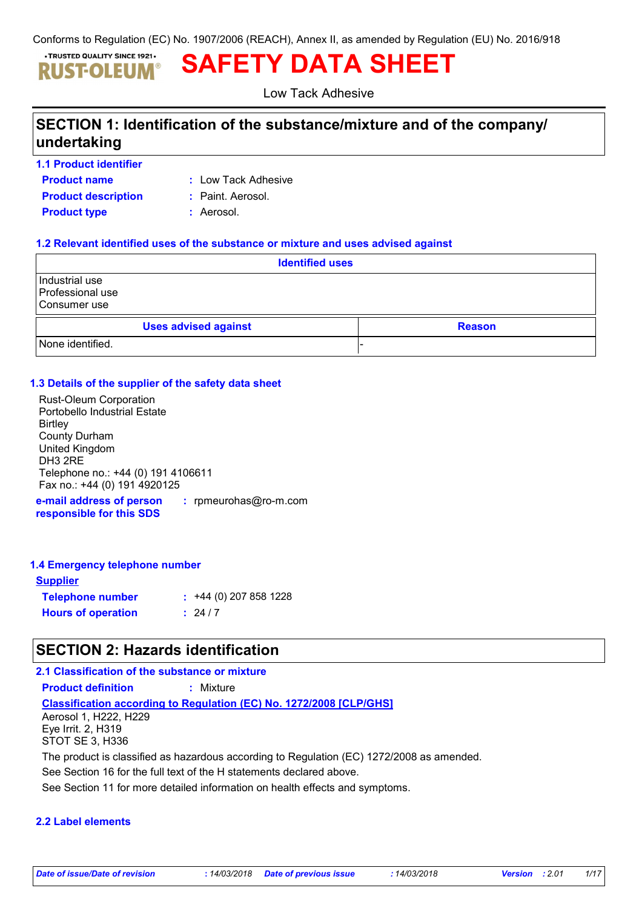Conforms to Regulation (EC) No. 1907/2006 (REACH), Annex II, as amended by Regulation (EU) No. 2016/918

•TRUSTED QUALITY SINCE 1921• RUST-OLEUM®

# SAFETY DATA SHEET

Low Tack Adhesive

## SECTION 1: Identification of the substance/mixture and of the company/ undertaking

### 1.1 Product identifier

**Product name** : Low Tack Adhesive

**Product description** : Paint. Aerosol.

**Product type** : Aerosol.

### 1.2 Relevant identified uses of the substance or mixture and uses advised against

| Identified uses |
|---|
| Industrial use<br>Professional use<br>Consumer use |

| Uses advised against | Reason |
|---|---|
| None identified. | - |

### 1.3 Details of the supplier of the safety data sheet

Rust-Oleum Corporation
Portobello Industrial Estate
Birtley
County Durham
United Kingdom
DH3 2RE
Telephone no.: +44 (0) 191 4106611
Fax no.: +44 (0) 191 4920125

**e-mail address of person responsible for this SDS** : rpmeurohas@ro-m.com

### 1.4 Emergency telephone number

**Supplier**

**Telephone number** : +44 (0) 207 858 1228

**Hours of operation** : 24 / 7

## SECTION 2: Hazards identification

### 2.1 Classification of the substance or mixture

**Product definition** : Mixture

**Classification according to Regulation (EC) No. 1272/2008 [CLP/GHS]**

Aerosol 1, H222, H229
Eye Irrit. 2, H319
STOT SE 3, H336

The product is classified as hazardous according to Regulation (EC) 1272/2008 as amended.

See Section 16 for the full text of the H statements declared above.

See Section 11 for more detailed information on health effects and symptoms.

### 2.2 Label elements

| Date of issue/Date of revision | : 14/03/2018 | Date of previous issue | : 14/03/2018 | Version | : 2.01 |
|---|---|---|---|---|---|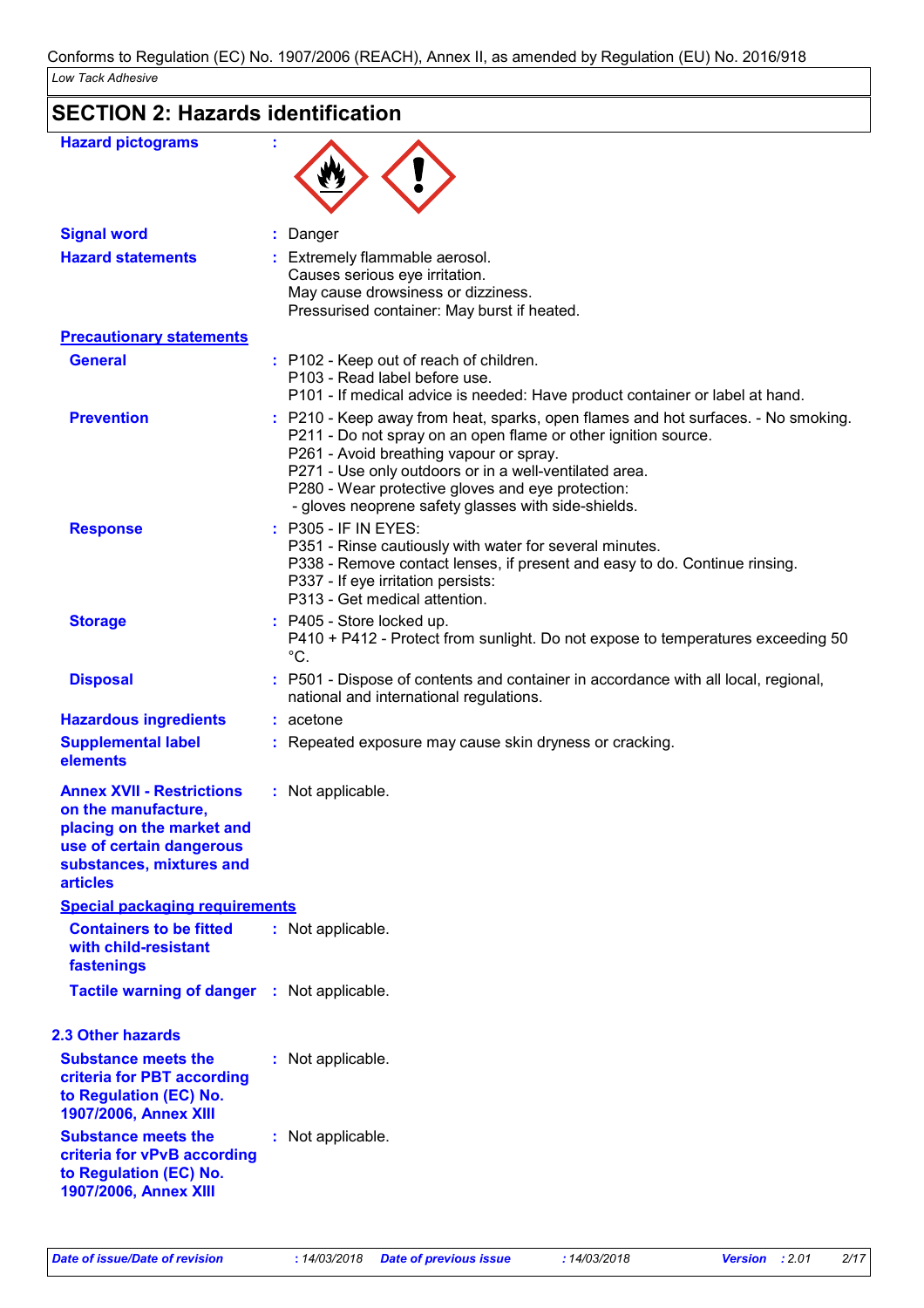## SECTION 2: Hazards identification

**Hazard pictograms** :

**Signal word** : Danger

**Hazard statements** : Extremely flammable aerosol.
Causes serious eye irritation.
May cause drowsiness or dizziness.
Pressurised container: May burst if heated.

**Precautionary statements**

**General** : P102 - Keep out of reach of children.
P103 - Read label before use.
P101 - If medical advice is needed: Have product container or label at hand.

**Prevention** : P210 - Keep away from heat, sparks, open flames and hot surfaces. - No smoking.
P211 - Do not spray on an open flame or other ignition source.
P261 - Avoid breathing vapour or spray.
P271 - Use only outdoors or in a well-ventilated area.
P280 - Wear protective gloves and eye protection:
- gloves neoprene safety glasses with side-shields.

**Response** : P305 - IF IN EYES:
P351 - Rinse cautiously with water for several minutes.
P338 - Remove contact lenses, if present and easy to do. Continue rinsing.
P337 - If eye irritation persists:
P313 - Get medical attention.

**Storage** : P405 - Store locked up.
P410 + P412 - Protect from sunlight. Do not expose to temperatures exceeding 50 °C.

**Disposal** : P501 - Dispose of contents and container in accordance with all local, regional, national and international regulations.

**Hazardous ingredients** : acetone

**Supplemental label elements** : Repeated exposure may cause skin dryness or cracking.

**Annex XVII - Restrictions on the manufacture, placing on the market and use of certain dangerous substances, mixtures and articles** : Not applicable.

**Special packaging requirements**

**Containers to be fitted with child-resistant fastenings** : Not applicable.

**Tactile warning of danger** : Not applicable.

### 2.3 Other hazards

**Substance meets the criteria for PBT according to Regulation (EC) No. 1907/2006, Annex XIII** : Not applicable.

**Substance meets the criteria for vPvB according to Regulation (EC) No. 1907/2006, Annex XIII** : Not applicable.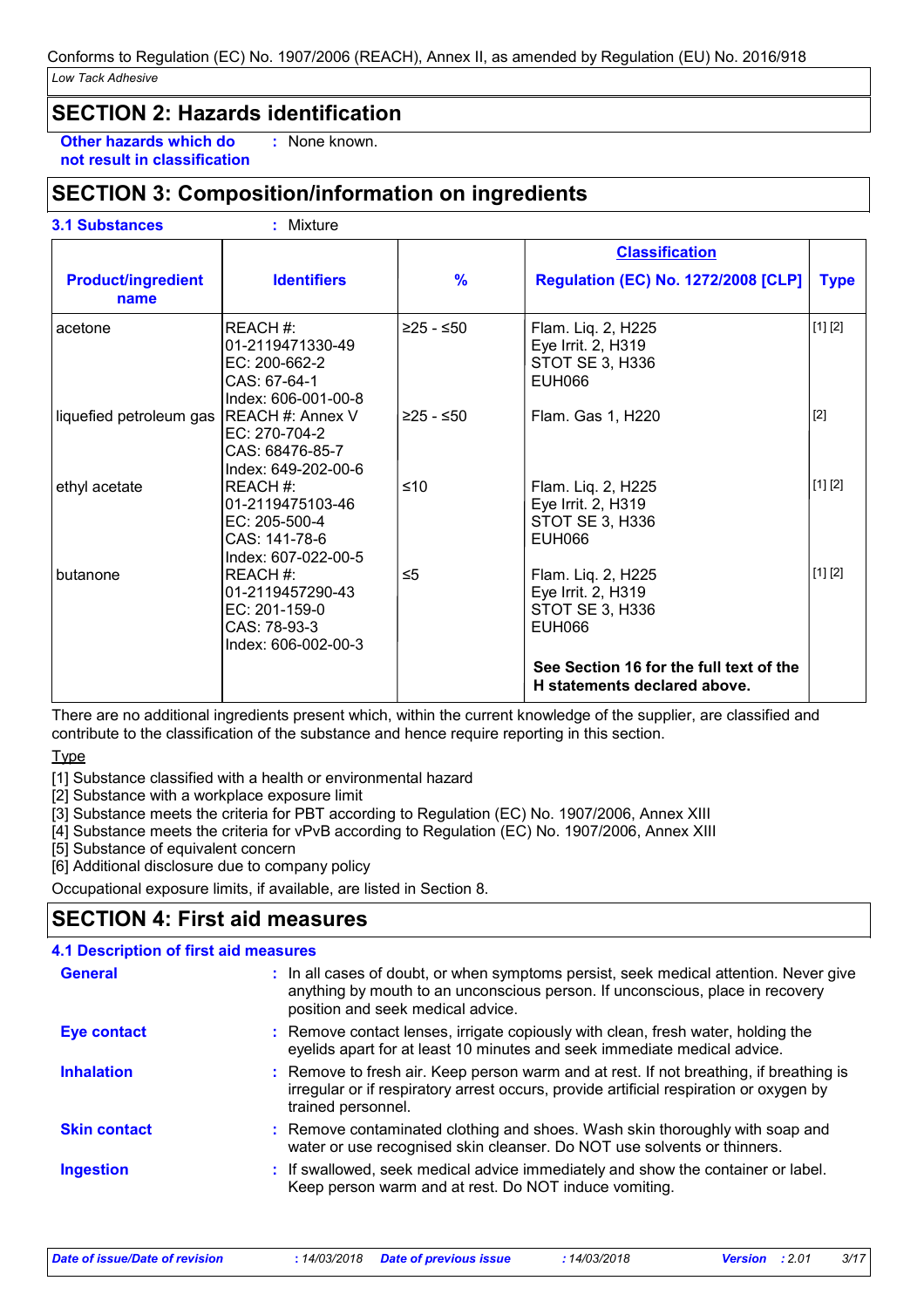## SECTION 2: Hazards identification

**Other hazards which do not result in classification** : None known.

## SECTION 3: Composition/information on ingredients

**3.1 Substances** : Mixture

| Product/ingredient name | Identifiers | % | Classification Regulation (EC) No. 1272/2008 [CLP] | Type |
|---|---|---|---|---|
| acetone | REACH #: 01-2119471330-49<br>EC: 200-662-2<br>CAS: 67-64-1<br>Index: 606-001-00-8 | ≥25 - ≤50 | Flam. Liq. 2, H225<br>Eye Irrit. 2, H319<br>STOT SE 3, H336<br>EUH066 | [1] [2] |
| liquefied petroleum gas | REACH #: Annex V<br>EC: 270-704-2<br>CAS: 68476-85-7<br>Index: 649-202-00-6 | ≥25 - ≤50 | Flam. Gas 1, H220 | [2] |
| ethyl acetate | REACH #: 01-2119475103-46<br>EC: 205-500-4<br>CAS: 141-78-6<br>Index: 607-022-00-5 | ≤10 | Flam. Liq. 2, H225<br>Eye Irrit. 2, H319<br>STOT SE 3, H336<br>EUH066 | [1] [2] |
| butanone | REACH #: 01-2119457290-43<br>EC: 201-159-0<br>CAS: 78-93-3<br>Index: 606-002-00-3 | ≤5 | Flam. Liq. 2, H225<br>Eye Irrit. 2, H319<br>STOT SE 3, H336<br>EUH066 | [1] [2] |
| | | | **See Section 16 for the full text of the H statements declared above.** | |

There are no additional ingredients present which, within the current knowledge of the supplier, are classified and contribute to the classification of the substance and hence require reporting in this section.

Type

[1] Substance classified with a health or environmental hazard
[2] Substance with a workplace exposure limit
[3] Substance meets the criteria for PBT according to Regulation (EC) No. 1907/2006, Annex XIII
[4] Substance meets the criteria for vPvB according to Regulation (EC) No. 1907/2006, Annex XIII
[5] Substance of equivalent concern
[6] Additional disclosure due to company policy

Occupational exposure limits, if available, are listed in Section 8.

## SECTION 4: First aid measures

### 4.1 Description of first aid measures

**General** : In all cases of doubt, or when symptoms persist, seek medical attention. Never give anything by mouth to an unconscious person. If unconscious, place in recovery position and seek medical advice.

**Eye contact** : Remove contact lenses, irrigate copiously with clean, fresh water, holding the eyelids apart for at least 10 minutes and seek immediate medical advice.

**Inhalation** : Remove to fresh air. Keep person warm and at rest. If not breathing, if breathing is irregular or if respiratory arrest occurs, provide artificial respiration or oxygen by trained personnel.

**Skin contact** : Remove contaminated clothing and shoes. Wash skin thoroughly with soap and water or use recognised skin cleanser. Do NOT use solvents or thinners.

**Ingestion** : If swallowed, seek medical advice immediately and show the container or label. Keep person warm and at rest. Do NOT induce vomiting.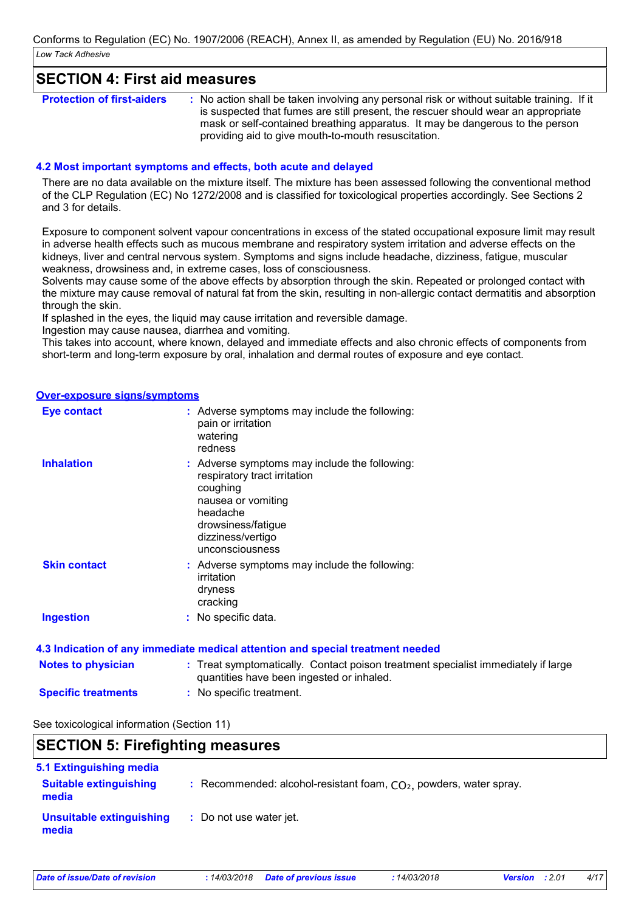## SECTION 4: First aid measures

**Protection of first-aiders** : No action shall be taken involving any personal risk or without suitable training. If it is suspected that fumes are still present, the rescuer should wear an appropriate mask or self-contained breathing apparatus. It may be dangerous to the person providing aid to give mouth-to-mouth resuscitation.

### 4.2 Most important symptoms and effects, both acute and delayed

There are no data available on the mixture itself. The mixture has been assessed following the conventional method of the CLP Regulation (EC) No 1272/2008 and is classified for toxicological properties accordingly. See Sections 2 and 3 for details.

Exposure to component solvent vapour concentrations in excess of the stated occupational exposure limit may result in adverse health effects such as mucous membrane and respiratory system irritation and adverse effects on the kidneys, liver and central nervous system. Symptoms and signs include headache, dizziness, fatigue, muscular weakness, drowsiness and, in extreme cases, loss of consciousness.
Solvents may cause some of the above effects by absorption through the skin. Repeated or prolonged contact with the mixture may cause removal of natural fat from the skin, resulting in non-allergic contact dermatitis and absorption through the skin.
If splashed in the eyes, the liquid may cause irritation and reversible damage.
Ingestion may cause nausea, diarrhea and vomiting.
This takes into account, where known, delayed and immediate effects and also chronic effects of components from short-term and long-term exposure by oral, inhalation and dermal routes of exposure and eye contact.

**Over-exposure signs/symptoms**

**Eye contact** : Adverse symptoms may include the following:
pain or irritation
watering
redness

**Inhalation** : Adverse symptoms may include the following:
respiratory tract irritation
coughing
nausea or vomiting
headache
drowsiness/fatigue
dizziness/vertigo
unconsciousness

**Skin contact** : Adverse symptoms may include the following:
irritation
dryness
cracking

**Ingestion** : No specific data.

### 4.3 Indication of any immediate medical attention and special treatment needed

**Notes to physician** : Treat symptomatically. Contact poison treatment specialist immediately if large quantities have been ingested or inhaled.

**Specific treatments** : No specific treatment.

See toxicological information (Section 11)

## SECTION 5: Firefighting measures

### 5.1 Extinguishing media

**Suitable extinguishing media** : Recommended: alcohol-resistant foam, $CO_2$, powders, water spray.

**Unsuitable extinguishing media** : Do not use water jet.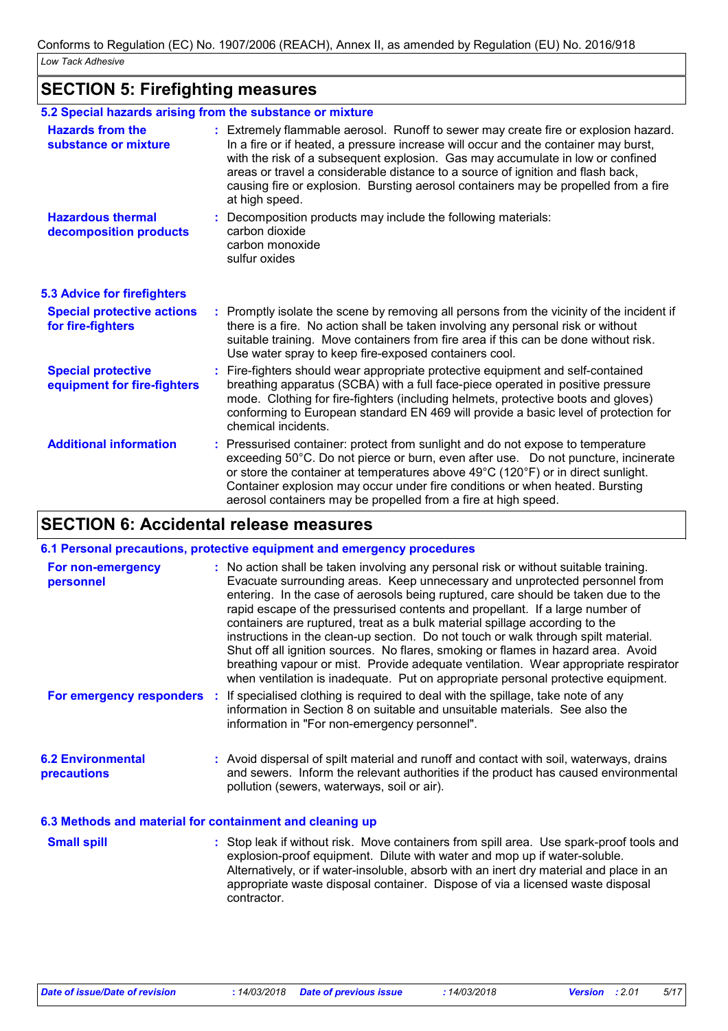## SECTION 5: Firefighting measures

### 5.2 Special hazards arising from the substance or mixture

**Hazards from the substance or mixture** : Extremely flammable aerosol. Runoff to sewer may create fire or explosion hazard. In a fire or if heated, a pressure increase will occur and the container may burst, with the risk of a subsequent explosion. Gas may accumulate in low or confined areas or travel a considerable distance to a source of ignition and flash back, causing fire or explosion. Bursting aerosol containers may be propelled from a fire at high speed.

**Hazardous thermal decomposition products** : Decomposition products may include the following materials:
carbon dioxide
carbon monoxide
sulfur oxides

### 5.3 Advice for firefighters

**Special protective actions for fire-fighters** : Promptly isolate the scene by removing all persons from the vicinity of the incident if there is a fire. No action shall be taken involving any personal risk or without suitable training. Move containers from fire area if this can be done without risk. Use water spray to keep fire-exposed containers cool.

**Special protective equipment for fire-fighters** : Fire-fighters should wear appropriate protective equipment and self-contained breathing apparatus (SCBA) with a full face-piece operated in positive pressure mode. Clothing for fire-fighters (including helmets, protective boots and gloves) conforming to European standard EN 469 will provide a basic level of protection for chemical incidents.

**Additional information** : Pressurised container: protect from sunlight and do not expose to temperature exceeding 50°C. Do not pierce or burn, even after use. Do not puncture, incinerate or store the container at temperatures above 49°C (120°F) or in direct sunlight. Container explosion may occur under fire conditions or when heated. Bursting aerosol containers may be propelled from a fire at high speed.

## SECTION 6: Accidental release measures

### 6.1 Personal precautions, protective equipment and emergency procedures

**For non-emergency personnel** : No action shall be taken involving any personal risk or without suitable training. Evacuate surrounding areas. Keep unnecessary and unprotected personnel from entering. In the case of aerosols being ruptured, care should be taken due to the rapid escape of the pressurised contents and propellant. If a large number of containers are ruptured, treat as a bulk material spillage according to the instructions in the clean-up section. Do not touch or walk through spilt material. Shut off all ignition sources. No flares, smoking or flames in hazard area. Avoid breathing vapour or mist. Provide adequate ventilation. Wear appropriate respirator when ventilation is inadequate. Put on appropriate personal protective equipment.

**For emergency responders** : If specialised clothing is required to deal with the spillage, take note of any information in Section 8 on suitable and unsuitable materials. See also the information in "For non-emergency personnel".

### 6.2 Environmental precautions

: Avoid dispersal of spilt material and runoff and contact with soil, waterways, drains and sewers. Inform the relevant authorities if the product has caused environmental pollution (sewers, waterways, soil or air).

### 6.3 Methods and material for containment and cleaning up

**Small spill** : Stop leak if without risk. Move containers from spill area. Use spark-proof tools and explosion-proof equipment. Dilute with water and mop up if water-soluble. Alternatively, or if water-insoluble, absorb with an inert dry material and place in an appropriate waste disposal container. Dispose of via a licensed waste disposal contractor.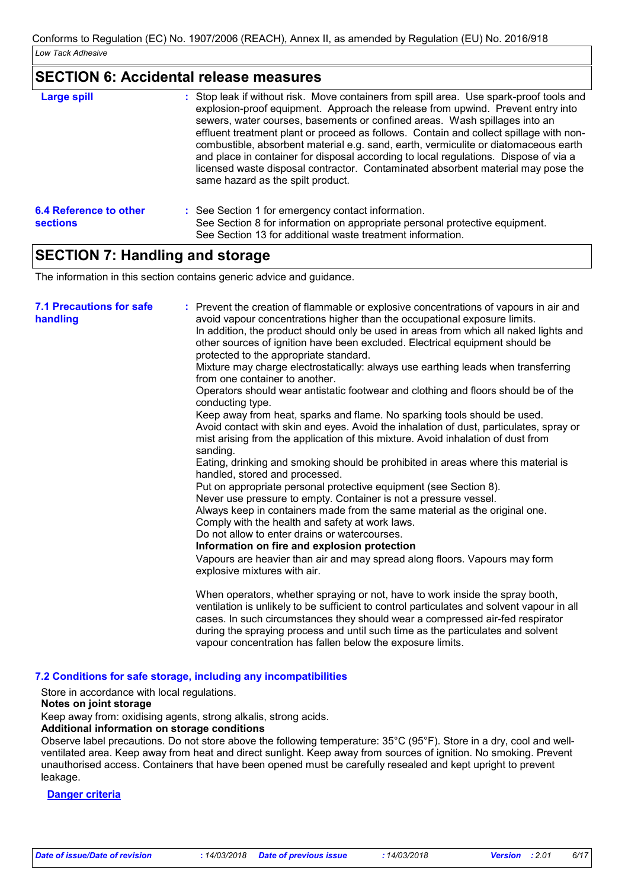## SECTION 6: Accidental release measures

**Large spill** : Stop leak if without risk. Move containers from spill area. Use spark-proof tools and explosion-proof equipment. Approach the release from upwind. Prevent entry into sewers, water courses, basements or confined areas. Wash spillages into an effluent treatment plant or proceed as follows. Contain and collect spillage with non-combustible, absorbent material e.g. sand, earth, vermiculite or diatomaceous earth and place in container for disposal according to local regulations. Dispose of via a licensed waste disposal contractor. Contaminated absorbent material may pose the same hazard as the spilt product.

**6.4 Reference to other sections** : See Section 1 for emergency contact information.
See Section 8 for information on appropriate personal protective equipment.
See Section 13 for additional waste treatment information.

## SECTION 7: Handling and storage

The information in this section contains generic advice and guidance.

**7.1 Precautions for safe handling** : Prevent the creation of flammable or explosive concentrations of vapours in air and avoid vapour concentrations higher than the occupational exposure limits.
In addition, the product should only be used in areas from which all naked lights and other sources of ignition have been excluded. Electrical equipment should be protected to the appropriate standard.
Mixture may charge electrostatically: always use earthing leads when transferring from one container to another.
Operators should wear antistatic footwear and clothing and floors should be of the conducting type.
Keep away from heat, sparks and flame. No sparking tools should be used.
Avoid contact with skin and eyes. Avoid the inhalation of dust, particulates, spray or mist arising from the application of this mixture. Avoid inhalation of dust from sanding.
Eating, drinking and smoking should be prohibited in areas where this material is handled, stored and processed.
Put on appropriate personal protective equipment (see Section 8).
Never use pressure to empty. Container is not a pressure vessel.
Always keep in containers made from the same material as the original one.
Comply with the health and safety at work laws.
Do not allow to enter drains or watercourses.
**Information on fire and explosion protection**
Vapours are heavier than air and may spread along floors. Vapours may form explosive mixtures with air.

When operators, whether spraying or not, have to work inside the spray booth, ventilation is unlikely to be sufficient to control particulates and solvent vapour in all cases. In such circumstances they should wear a compressed air-fed respirator during the spraying process and until such time as the particulates and solvent vapour concentration has fallen below the exposure limits.

**7.2 Conditions for safe storage, including any incompatibilities**

Store in accordance with local regulations.
**Notes on joint storage**
Keep away from: oxidising agents, strong alkalis, strong acids.
**Additional information on storage conditions**
Observe label precautions. Do not store above the following temperature: 35°C (95°F). Store in a dry, cool and well-ventilated area. Keep away from heat and direct sunlight. Keep away from sources of ignition. No smoking. Prevent unauthorised access. Containers that have been opened must be carefully resealed and kept upright to prevent leakage.

**Danger criteria**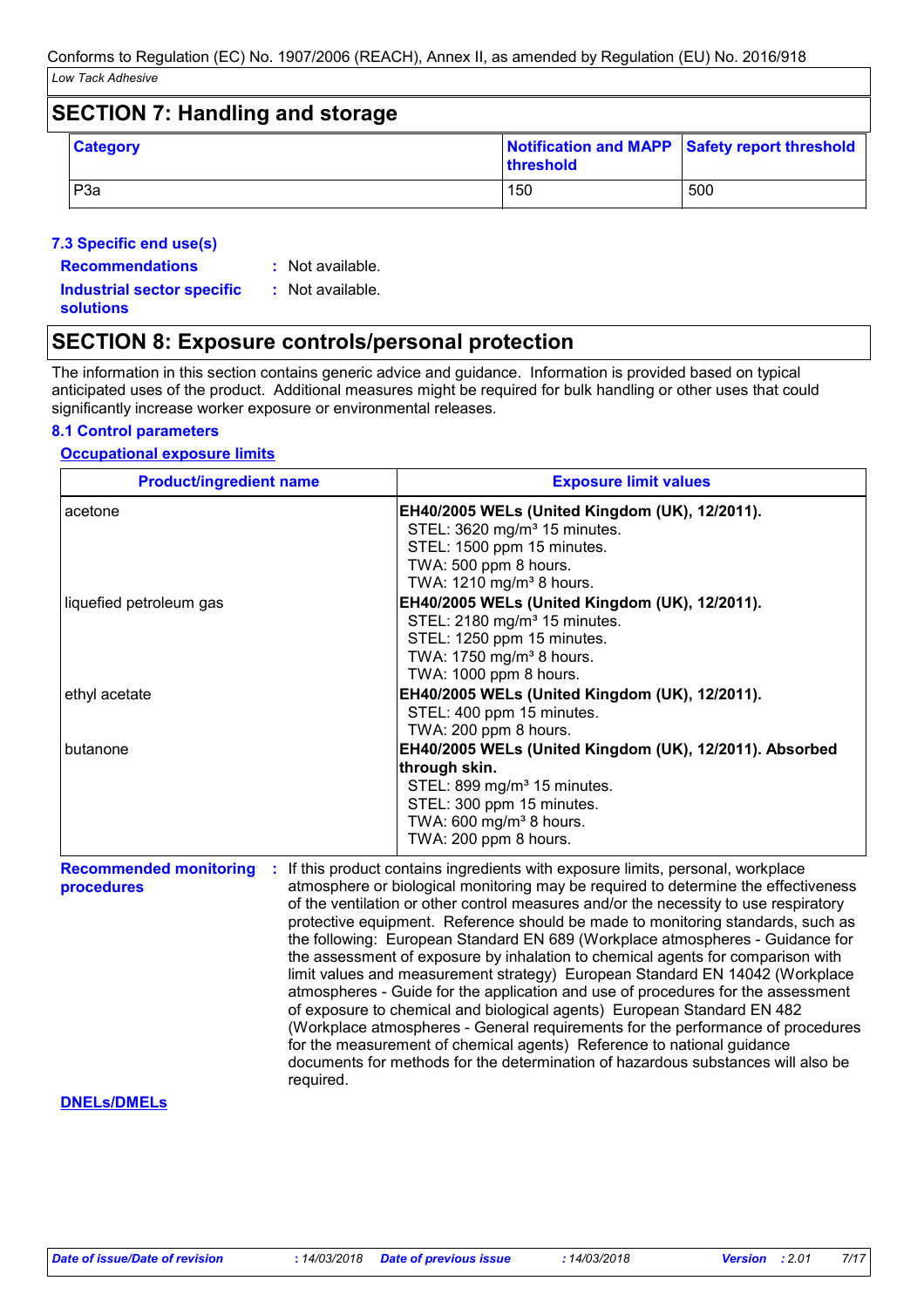Conforms to Regulation (EC) No. 1907/2006 (REACH), Annex II, as amended by Regulation (EU) No. 2016/918

*Low Tack Adhesive*

## SECTION 7: Handling and storage

| Category | Notification and MAPP threshold | Safety report threshold |
|---|---|---|
| P3a | 150 | 500 |

### 7.3 Specific end use(s)

**Recommendations** : Not available.

**Industrial sector specific solutions** : Not available.

## SECTION 8: Exposure controls/personal protection

The information in this section contains generic advice and guidance. Information is provided based on typical anticipated uses of the product. Additional measures might be required for bulk handling or other uses that could significantly increase worker exposure or environmental releases.

### 8.1 Control parameters

**Occupational exposure limits**

| Product/ingredient name | Exposure limit values |
|---|---|
| acetone | **EH40/2005 WELs (United Kingdom (UK), 12/2011).**<br>STEL: 3620 mg/m³ 15 minutes.<br>STEL: 1500 ppm 15 minutes.<br>TWA: 500 ppm 8 hours.<br>TWA: 1210 mg/m³ 8 hours. |
| liquefied petroleum gas | **EH40/2005 WELs (United Kingdom (UK), 12/2011).**<br>STEL: 2180 mg/m³ 15 minutes.<br>STEL: 1250 ppm 15 minutes.<br>TWA: 1750 mg/m³ 8 hours.<br>TWA: 1000 ppm 8 hours. |
| ethyl acetate | **EH40/2005 WELs (United Kingdom (UK), 12/2011).**<br>STEL: 400 ppm 15 minutes.<br>TWA: 200 ppm 8 hours. |
| butanone | **EH40/2005 WELs (United Kingdom (UK), 12/2011). Absorbed through skin.**<br>STEL: 899 mg/m³ 15 minutes.<br>STEL: 300 ppm 15 minutes.<br>TWA: 600 mg/m³ 8 hours.<br>TWA: 200 ppm 8 hours. |

**Recommended monitoring procedures** : If this product contains ingredients with exposure limits, personal, workplace atmosphere or biological monitoring may be required to determine the effectiveness of the ventilation or other control measures and/or the necessity to use respiratory protective equipment. Reference should be made to monitoring standards, such as the following: European Standard EN 689 (Workplace atmospheres - Guidance for the assessment of exposure by inhalation to chemical agents for comparison with limit values and measurement strategy) European Standard EN 14042 (Workplace atmospheres - Guide for the application and use of procedures for the assessment of exposure to chemical and biological agents) European Standard EN 482 (Workplace atmospheres - General requirements for the performance of procedures for the measurement of chemical agents) Reference to national guidance documents for methods for the determination of hazardous substances will also be required.

**DNELs/DMELs**

*Date of issue/Date of revision* : 14/03/2018 *Date of previous issue* : 14/03/2018 *Version* : 2.01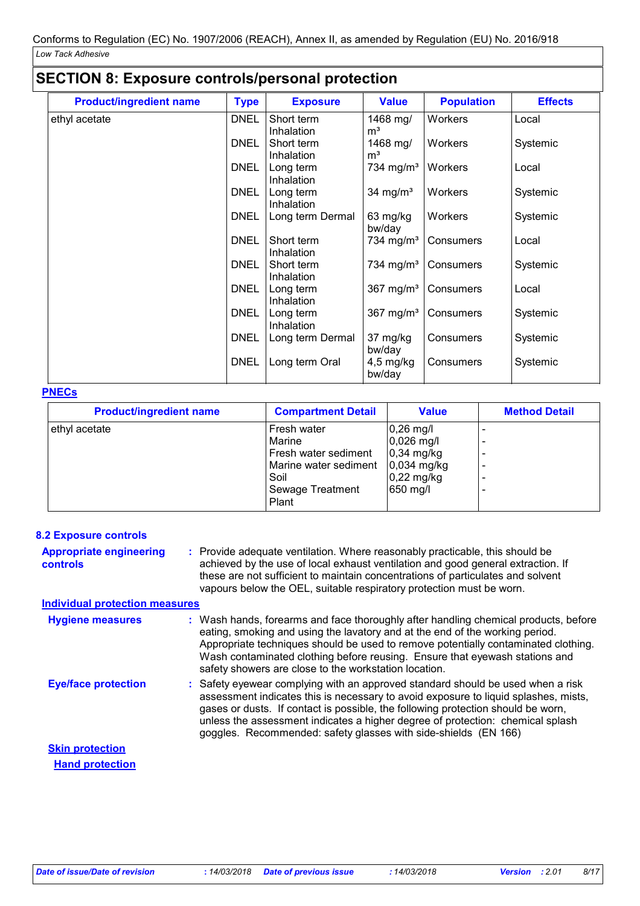## SECTION 8: Exposure controls/personal protection

| Product/ingredient name | Type | Exposure | Value | Population | Effects |
|---|---|---|---|---|---|
| ethyl acetate | DNEL | Short term Inhalation | 1468 mg/ m³ | Workers | Local |
| | DNEL | Short term Inhalation | 1468 mg/ m³ | Workers | Systemic |
| | DNEL | Long term Inhalation | 734 mg/m³ | Workers | Local |
| | DNEL | Long term Inhalation | 34 mg/m³ | Workers | Systemic |
| | DNEL | Long term Dermal | 63 mg/kg bw/day | Workers | Systemic |
| | DNEL | Short term Inhalation | 734 mg/m³ | Consumers | Local |
| | DNEL | Short term Inhalation | 734 mg/m³ | Consumers | Systemic |
| | DNEL | Long term Inhalation | 367 mg/m³ | Consumers | Local |
| | DNEL | Long term Inhalation | 367 mg/m³ | Consumers | Systemic |
| | DNEL | Long term Dermal | 37 mg/kg bw/day | Consumers | Systemic |
| | DNEL | Long term Oral | 4,5 mg/kg bw/day | Consumers | Systemic |

**PNECs**

| Product/ingredient name | Compartment Detail | Value | Method Detail |
|---|---|---|---|
| ethyl acetate | Fresh water | 0,26 mg/l | - |
| | Marine | 0,026 mg/l | - |
| | Fresh water sediment | 0,34 mg/kg | - |
| | Marine water sediment | 0,034 mg/kg | - |
| | Soil | 0,22 mg/kg | - |
| | Sewage Treatment Plant | 650 mg/l | - |

### 8.2 Exposure controls

**Appropriate engineering controls** : Provide adequate ventilation. Where reasonably practicable, this should be achieved by the use of local exhaust ventilation and good general extraction. If these are not sufficient to maintain concentrations of particulates and solvent vapours below the OEL, suitable respiratory protection must be worn.

**Individual protection measures**

**Hygiene measures** : Wash hands, forearms and face thoroughly after handling chemical products, before eating, smoking and using the lavatory and at the end of the working period. Appropriate techniques should be used to remove potentially contaminated clothing. Wash contaminated clothing before reusing. Ensure that eyewash stations and safety showers are close to the workstation location.

**Eye/face protection** : Safety eyewear complying with an approved standard should be used when a risk assessment indicates this is necessary to avoid exposure to liquid splashes, mists, gases or dusts. If contact is possible, the following protection should be worn, unless the assessment indicates a higher degree of protection: chemical splash goggles. Recommended: safety glasses with side-shields (EN 166)

**Skin protection**

**Hand protection**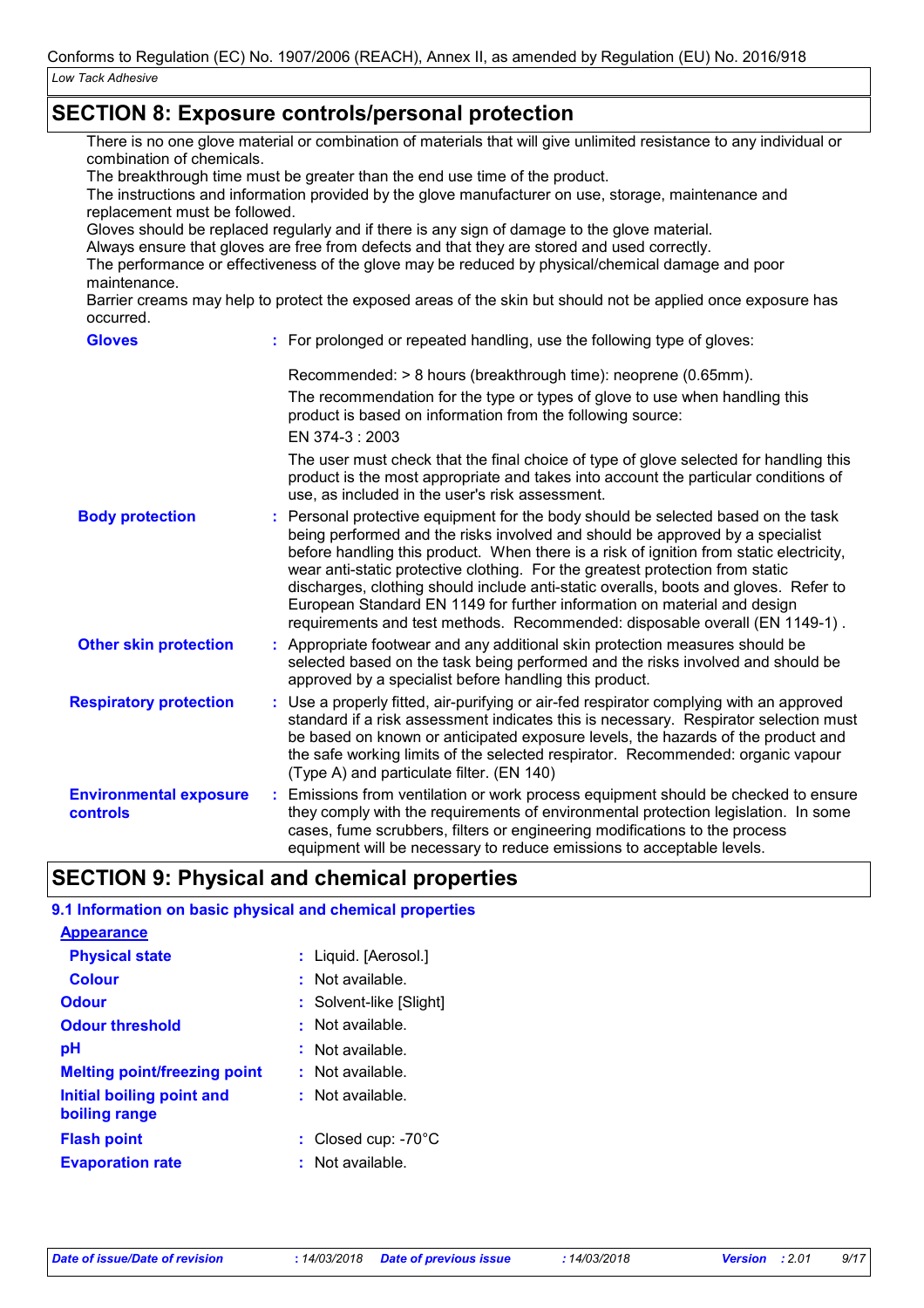## SECTION 8: Exposure controls/personal protection

There is no one glove material or combination of materials that will give unlimited resistance to any individual or combination of chemicals.
The breakthrough time must be greater than the end use time of the product.
The instructions and information provided by the glove manufacturer on use, storage, maintenance and replacement must be followed.
Gloves should be replaced regularly and if there is any sign of damage to the glove material.
Always ensure that gloves are free from defects and that they are stored and used correctly.
The performance or effectiveness of the glove may be reduced by physical/chemical damage and poor maintenance.
Barrier creams may help to protect the exposed areas of the skin but should not be applied once exposure has occurred.

**Gloves** : For prolonged or repeated handling, use the following type of gloves:

Recommended: > 8 hours (breakthrough time): neoprene (0.65mm).

The recommendation for the type or types of glove to use when handling this product is based on information from the following source:

EN 374-3 : 2003

The user must check that the final choice of type of glove selected for handling this product is the most appropriate and takes into account the particular conditions of use, as included in the user's risk assessment.

**Body protection** : Personal protective equipment for the body should be selected based on the task being performed and the risks involved and should be approved by a specialist before handling this product. When there is a risk of ignition from static electricity, wear anti-static protective clothing. For the greatest protection from static discharges, clothing should include anti-static overalls, boots and gloves. Refer to European Standard EN 1149 for further information on material and design requirements and test methods. Recommended: disposable overall (EN 1149-1) .

**Other skin protection** : Appropriate footwear and any additional skin protection measures should be selected based on the task being performed and the risks involved and should be approved by a specialist before handling this product.

**Respiratory protection** : Use a properly fitted, air-purifying or air-fed respirator complying with an approved standard if a risk assessment indicates this is necessary. Respirator selection must be based on known or anticipated exposure levels, the hazards of the product and the safe working limits of the selected respirator. Recommended: organic vapour (Type A) and particulate filter. (EN 140)

**Environmental exposure controls** : Emissions from ventilation or work process equipment should be checked to ensure they comply with the requirements of environmental protection legislation. In some cases, fume scrubbers, filters or engineering modifications to the process equipment will be necessary to reduce emissions to acceptable levels.

## SECTION 9: Physical and chemical properties

### 9.1 Information on basic physical and chemical properties

**Appearance**

**Physical state** : Liquid. [Aerosol.]

**Colour** : Not available.

**Odour** : Solvent-like [Slight]

**Odour threshold** : Not available.

**pH** : Not available.

**Melting point/freezing point** : Not available.

**Initial boiling point and boiling range** : Not available.

**Flash point** : Closed cup: -70°C

**Evaporation rate** : Not available.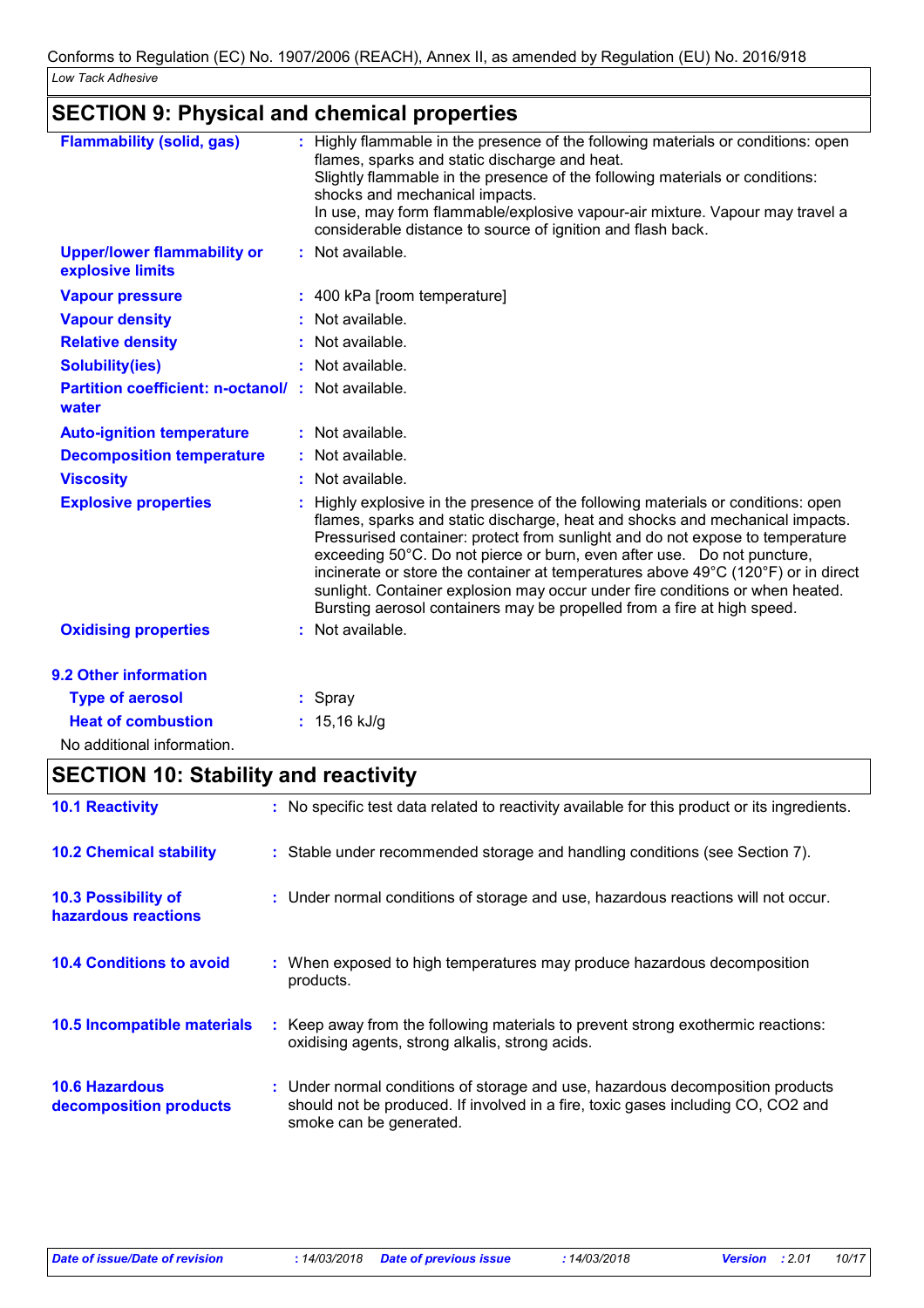## SECTION 9: Physical and chemical properties

| | | |
|---|---|---|
| **Flammability (solid, gas)** | : | Highly flammable in the presence of the following materials or conditions: open flames, sparks and static discharge and heat. Slightly flammable in the presence of the following materials or conditions: shocks and mechanical impacts. In use, may form flammable/explosive vapour-air mixture. Vapour may travel a considerable distance to source of ignition and flash back. |
| **Upper/lower flammability or explosive limits** | : | Not available. |
| **Vapour pressure** | : | 400 kPa [room temperature] |
| **Vapour density** | : | Not available. |
| **Relative density** | : | Not available. |
| **Solubility(ies)** | : | Not available. |
| **Partition coefficient: n-octanol/ water** | : | Not available. |
| **Auto-ignition temperature** | : | Not available. |
| **Decomposition temperature** | : | Not available. |
| **Viscosity** | : | Not available. |
| **Explosive properties** | : | Highly explosive in the presence of the following materials or conditions: open flames, sparks and static discharge, heat and shocks and mechanical impacts. Pressurised container: protect from sunlight and do not expose to temperature exceeding 50°C. Do not pierce or burn, even after use. Do not puncture, incinerate or store the container at temperatures above 49°C (120°F) or in direct sunlight. Container explosion may occur under fire conditions or when heated. Bursting aerosol containers may be propelled from a fire at high speed. |
| **Oxidising properties** | : | Not available. |

### 9.2 Other information

| | | |
|---|---|---|
| **Type of aerosol** | : | Spray |
| **Heat of combustion** | : | 15,16 kJ/g |

No additional information.

## SECTION 10: Stability and reactivity

| | | |
|---|---|---|
| **10.1 Reactivity** | : | No specific test data related to reactivity available for this product or its ingredients. |
| **10.2 Chemical stability** | : | Stable under recommended storage and handling conditions (see Section 7). |
| **10.3 Possibility of hazardous reactions** | : | Under normal conditions of storage and use, hazardous reactions will not occur. |
| **10.4 Conditions to avoid** | : | When exposed to high temperatures may produce hazardous decomposition products. |
| **10.5 Incompatible materials** | : | Keep away from the following materials to prevent strong exothermic reactions: oxidising agents, strong alkalis, strong acids. |
| **10.6 Hazardous decomposition products** | : | Under normal conditions of storage and use, hazardous decomposition products should not be produced. If involved in a fire, toxic gases including CO, $CO_2$ and smoke can be generated. |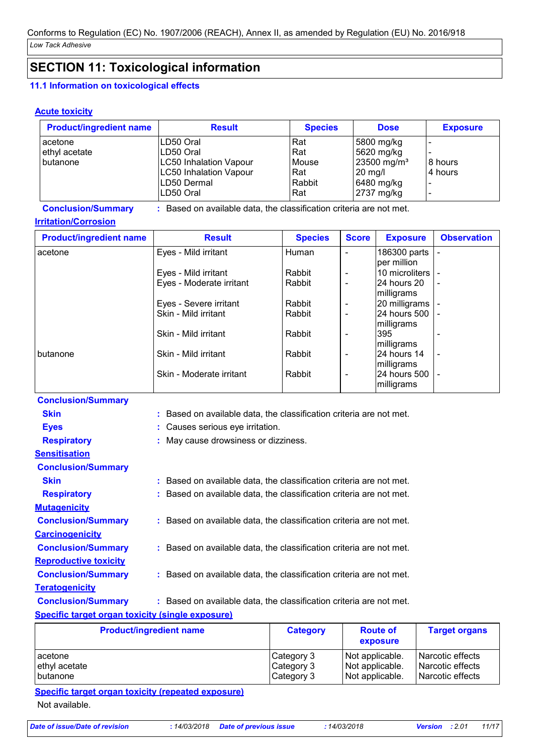Conforms to Regulation (EC) No. 1907/2006 (REACH), Annex II, as amended by Regulation (EU) No. 2016/918

*Low Tack Adhesive*

## SECTION 11: Toxicological information

### 11.1 Information on toxicological effects

**Acute toxicity**

| Product/ingredient name | Result | Species | Dose | Exposure |
|---|---|---|---|---|
| acetone | LD50 Oral | Rat | 5800 mg/kg | - |
| ethyl acetate | LD50 Oral | Rat | 5620 mg/kg | - |
| butanone | LC50 Inhalation Vapour | Mouse | 23500 mg/m³ | 8 hours |
| | LC50 Inhalation Vapour | Rat | 20 mg/l | 4 hours |
| | LD50 Dermal | Rabbit | 6480 mg/kg | - |
| | LD50 Oral | Rat | 2737 mg/kg | - |

**Conclusion/Summary** : Based on available data, the classification criteria are not met.

**Irritation/Corrosion**

| Product/ingredient name | Result | Species | Score | Exposure | Observation |
|---|---|---|---|---|---|
| acetone | Eyes - Mild irritant | Human | - | 186300 parts per million | - |
| | Eyes - Mild irritant | Rabbit | - | 10 microliters | - |
| | Eyes - Moderate irritant | Rabbit | - | 24 hours 20 milligrams | - |
| | Eyes - Severe irritant | Rabbit | - | 20 milligrams | - |
| | Skin - Mild irritant | Rabbit | - | 24 hours 500 milligrams | - |
| | Skin - Mild irritant | Rabbit | - | 395 milligrams | - |
| butanone | Skin - Mild irritant | Rabbit | - | 24 hours 14 milligrams | - |
| | Skin - Moderate irritant | Rabbit | - | 24 hours 500 milligrams | - |

**Conclusion/Summary**

**Skin** : Based on available data, the classification criteria are not met.

**Eyes** : Causes serious eye irritation.

**Respiratory** : May cause drowsiness or dizziness.

**Sensitisation**

**Conclusion/Summary**

**Skin** : Based on available data, the classification criteria are not met.

**Respiratory** : Based on available data, the classification criteria are not met.

**Mutagenicity**

**Conclusion/Summary** : Based on available data, the classification criteria are not met.

**Carcinogenicity**

**Conclusion/Summary** : Based on available data, the classification criteria are not met.

**Reproductive toxicity**

**Conclusion/Summary** : Based on available data, the classification criteria are not met.

**Teratogenicity**

**Conclusion/Summary** : Based on available data, the classification criteria are not met.

**Specific target organ toxicity (single exposure)**

| Product/ingredient name | Category | Route of exposure | Target organs |
|---|---|---|---|
| acetone | Category 3 | Not applicable. | Narcotic effects |
| ethyl acetate | Category 3 | Not applicable. | Narcotic effects |
| butanone | Category 3 | Not applicable. | Narcotic effects |

**Specific target organ toxicity (repeated exposure)**

Not available.

*Date of issue/Date of revision* : 14/03/2018 *Date of previous issue* : 14/03/2018 *Version* : 2.01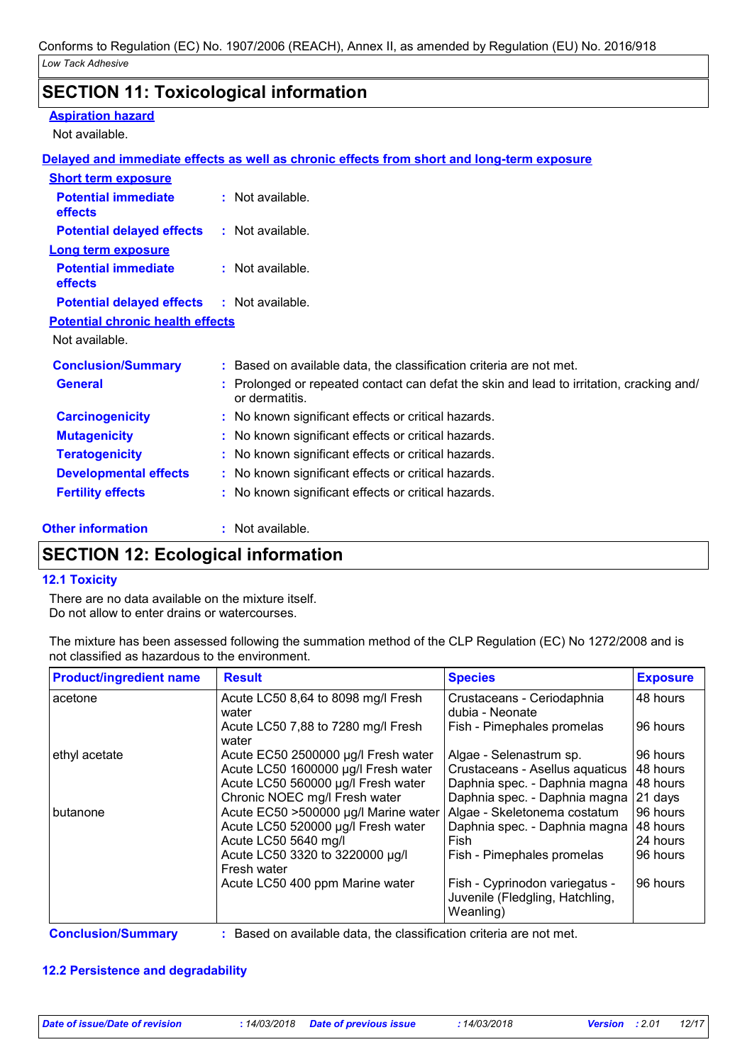## SECTION 11: Toxicological information

**Aspiration hazard**

Not available.

**Delayed and immediate effects as well as chronic effects from short and long-term exposure**

**Short term exposure**

**Potential immediate effects** : Not available.

**Potential delayed effects** : Not available.

**Long term exposure**

**Potential immediate effects** : Not available.

**Potential delayed effects** : Not available.

**Potential chronic health effects**

Not available.

**Conclusion/Summary** : Based on available data, the classification criteria are not met.

**General** : Prolonged or repeated contact can defat the skin and lead to irritation, cracking and/ or dermatitis.

**Carcinogenicity** : No known significant effects or critical hazards.

**Mutagenicity** : No known significant effects or critical hazards.

**Teratogenicity** : No known significant effects or critical hazards.

**Developmental effects** : No known significant effects or critical hazards.

**Fertility effects** : No known significant effects or critical hazards.

**Other information** : Not available.

## SECTION 12: Ecological information

### 12.1 Toxicity

There are no data available on the mixture itself.
Do not allow to enter drains or watercourses.

The mixture has been assessed following the summation method of the CLP Regulation (EC) No 1272/2008 and is not classified as hazardous to the environment.

| Product/ingredient name | Result | Species | Exposure |
|---|---|---|---|
| acetone | Acute LC50 8,64 to 8098 mg/l Fresh water | Crustaceans - Ceriodaphnia dubia - Neonate | 48 hours |
| | Acute LC50 7,88 to 7280 mg/l Fresh water | Fish - Pimephales promelas | 96 hours |
| ethyl acetate | Acute EC50 2500000 µg/l Fresh water | Algae - Selenastrum sp. | 96 hours |
| | Acute LC50 1600000 µg/l Fresh water | Crustaceans - Asellus aquaticus | 48 hours |
| | Acute LC50 560000 µg/l Fresh water | Daphnia spec. - Daphnia magna | 48 hours |
| | Chronic NOEC mg/l Fresh water | Daphnia spec. - Daphnia magna | 21 days |
| butanone | Acute EC50 >500000 µg/l Marine water | Algae - Skeletonema costatum | 96 hours |
| | Acute LC50 520000 µg/l Fresh water | Daphnia spec. - Daphnia magna | 48 hours |
| | Acute LC50 5640 mg/l | Fish | 24 hours |
| | Acute LC50 3320 to 3220000 µg/l Fresh water | Fish - Pimephales promelas | 96 hours |
| | Acute LC50 400 ppm Marine water | Fish - Cyprinodon variegatus - Juvenile (Fledgling, Hatchling, Weanling) | 96 hours |

**Conclusion/Summary** : Based on available data, the classification criteria are not met.

### 12.2 Persistence and degradability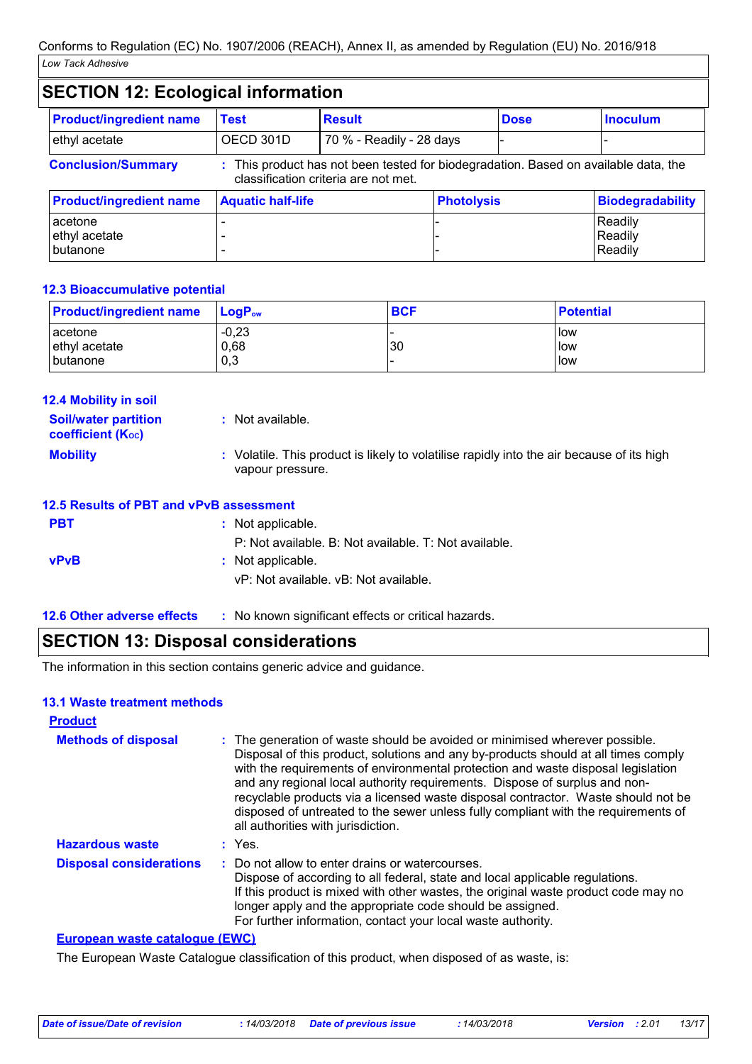## SECTION 12: Ecological information

| Product/ingredient name | Test | Result | Dose | Inoculum |
|---|---|---|---|---|
| ethyl acetate | OECD 301D | 70 % - Readily - 28 days | - | - |

**Conclusion/Summary** : This product has not been tested for biodegradation. Based on available data, the classification criteria are not met.

| Product/ingredient name | Aquatic half-life | Photolysis | Biodegradability |
|---|---|---|---|
| acetone | - | - | Readily |
| ethyl acetate | - | - | Readily |
| butanone | - | - | Readily |

### 12.3 Bioaccumulative potential

| Product/ingredient name | $LogP_{ow}$ | BCF | Potential |
|---|---|---|---|
| acetone | -0,23 | - | low |
| ethyl acetate | 0,68 | 30 | low |
| butanone | 0,3 | - | low |

### 12.4 Mobility in soil

**Soil/water partition coefficient ($K_{OC}$)** : Not available.

**Mobility** : Volatile. This product is likely to volatilise rapidly into the air because of its high vapour pressure.

### 12.5 Results of PBT and vPvB assessment

**PBT** : Not applicable.

P: Not available. B: Not available. T: Not available.

**vPvB** : Not applicable.

vP: Not available. vB: Not available.

### 12.6 Other adverse effects : No known significant effects or critical hazards.

## SECTION 13: Disposal considerations

The information in this section contains generic advice and guidance.

### 13.1 Waste treatment methods

**Product**

**Methods of disposal** : The generation of waste should be avoided or minimised wherever possible. Disposal of this product, solutions and any by-products should at all times comply with the requirements of environmental protection and waste disposal legislation and any regional local authority requirements. Dispose of surplus and non-recyclable products via a licensed waste disposal contractor. Waste should not be disposed of untreated to the sewer unless fully compliant with the requirements of all authorities with jurisdiction.

**Hazardous waste** : Yes.

**Disposal considerations** : Do not allow to enter drains or watercourses.
Dispose of according to all federal, state and local applicable regulations.
If this product is mixed with other wastes, the original waste product code may no longer apply and the appropriate code should be assigned.
For further information, contact your local waste authority.

**European waste catalogue (EWC)**

The European Waste Catalogue classification of this product, when disposed of as waste, is: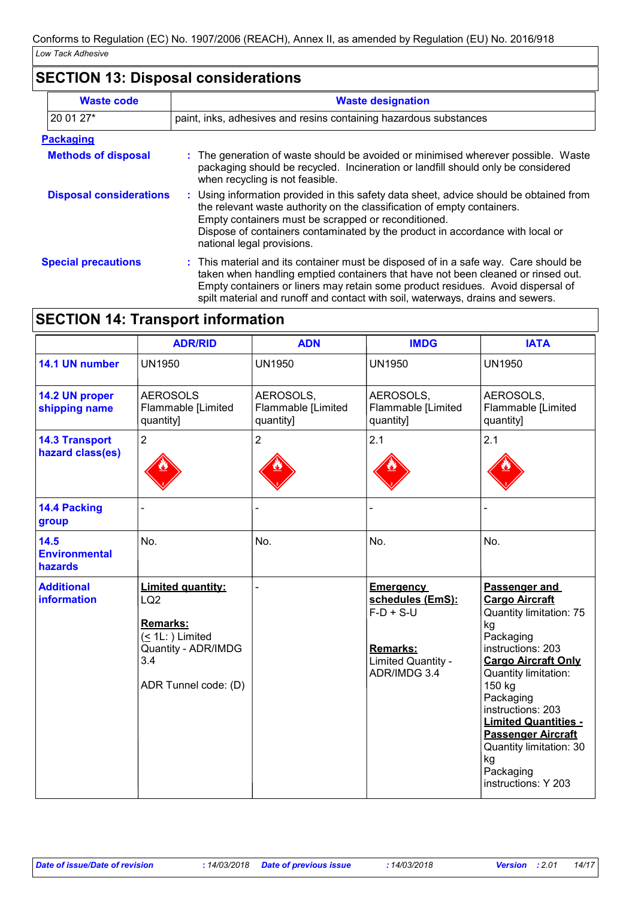## SECTION 13: Disposal considerations

| Waste code | Waste designation |
|---|---|
| 20 01 27* | paint, inks, adhesives and resins containing hazardous substances |

**Packaging**

**Methods of disposal** : The generation of waste should be avoided or minimised wherever possible. Waste packaging should be recycled. Incineration or landfill should only be considered when recycling is not feasible.

**Disposal considerations** : Using information provided in this safety data sheet, advice should be obtained from the relevant waste authority on the classification of empty containers.
Empty containers must be scrapped or reconditioned.
Dispose of containers contaminated by the product in accordance with local or national legal provisions.

**Special precautions** : This material and its container must be disposed of in a safe way. Care should be taken when handling emptied containers that have not been cleaned or rinsed out. Empty containers or liners may retain some product residues. Avoid dispersal of spilt material and runoff and contact with soil, waterways, drains and sewers.

## SECTION 14: Transport information

| | ADR/RID | ADN | IMDG | IATA |
|---|---|---|---|---|
| **14.1 UN number** | UN1950 | UN1950 | UN1950 | UN1950 |
| **14.2 UN proper shipping name** | AEROSOLS Flammable [Limited quantity] | AEROSOLS, Flammable [Limited quantity] | AEROSOLS, Flammable [Limited quantity] | AEROSOLS, Flammable [Limited quantity] |
| **14.3 Transport hazard class(es)** | 2 | 2 | 2.1 | 2.1 |
| **14.4 Packing group** | - | - | - | - |
| **14.5 Environmental hazards** | No. | No. | No. | No. |
| **Additional information** | **Limited quantity:** LQ2<br><br>**Remarks:** (≤ 1L: ) Limited Quantity - ADR/IMDG 3.4<br><br>ADR Tunnel code: (D) | - | **Emergency schedules (EmS):** F-D + S-U<br><br>**Remarks:** Limited Quantity - ADR/IMDG 3.4 | **Passenger and Cargo Aircraft** Quantity limitation: 75 kg Packaging instructions: 203 **Cargo Aircraft Only** Quantity limitation: 150 kg Packaging instructions: 203 **Limited Quantities - Passenger Aircraft** Quantity limitation: 30 kg Packaging instructions: Y 203 |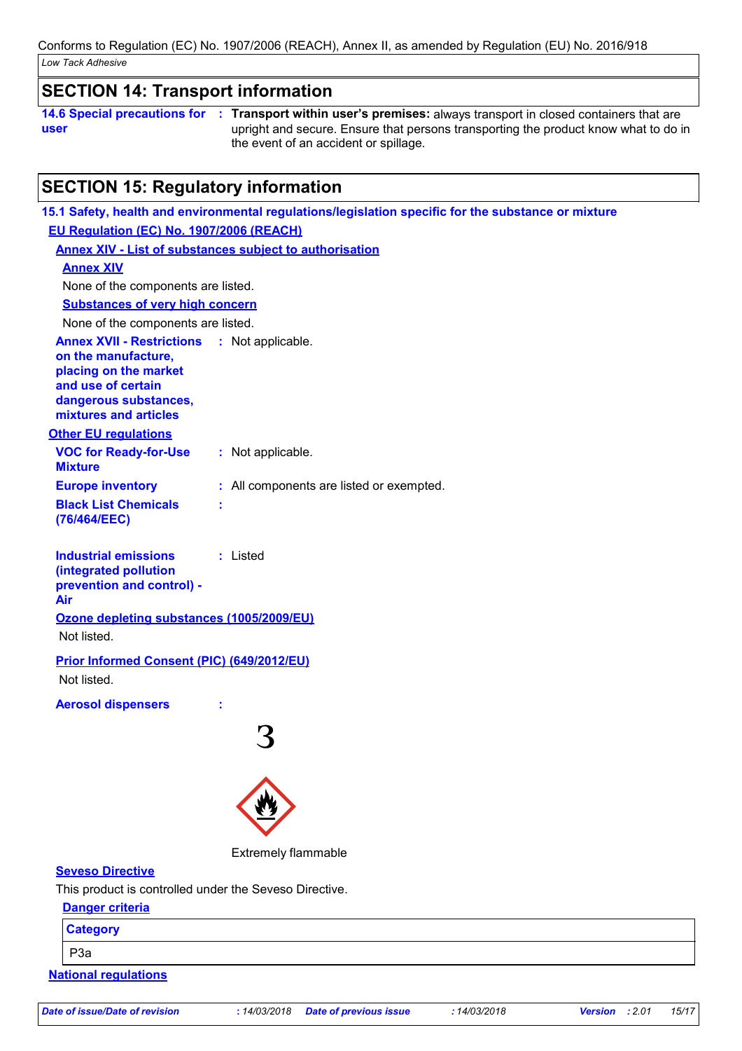Conforms to Regulation (EC) No. 1907/2006 (REACH), Annex II, as amended by Regulation (EU) No. 2016/918

*Low Tack Adhesive*

## SECTION 14: Transport information

**14.6 Special precautions for user** : **Transport within user's premises:** always transport in closed containers that are upright and secure. Ensure that persons transporting the product know what to do in the event of an accident or spillage.

## SECTION 15: Regulatory information

### 15.1 Safety, health and environmental regulations/legislation specific for the substance or mixture

**EU Regulation (EC) No. 1907/2006 (REACH)**

**Annex XIV - List of substances subject to authorisation**

**Annex XIV**

None of the components are listed.

**Substances of very high concern**

None of the components are listed.

**Annex XVII - Restrictions on the manufacture, placing on the market and use of certain dangerous substances, mixtures and articles** : Not applicable.

**Other EU regulations**

**VOC for Ready-for-Use Mixture** : Not applicable.

**Europe inventory** : All components are listed or exempted.

**Black List Chemicals (76/464/EEC)** :

**Industrial emissions (integrated pollution prevention and control) - Air** : Listed

**Ozone depleting substances (1005/2009/EU)**

Not listed.

**Prior Informed Consent (PIC) (649/2012/EU)**

Not listed.

**Aerosol dispensers** :

3

Extremely flammable

**Seveso Directive**

This product is controlled under the Seveso Directive.

**Danger criteria**

| Category |
| --- |
| P3a |

**National regulations**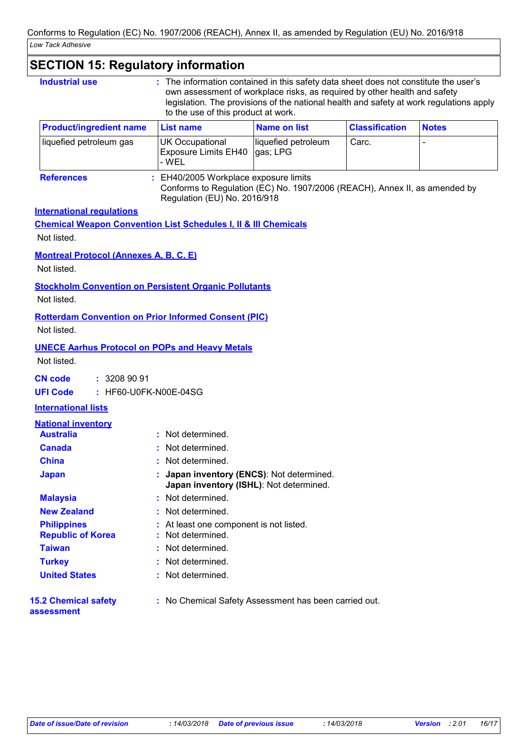## SECTION 15: Regulatory information

**Industrial use** : The information contained in this safety data sheet does not constitute the user's own assessment of workplace risks, as required by other health and safety legislation. The provisions of the national health and safety at work regulations apply to the use of this product at work.

| Product/ingredient name | List name | Name on list | Classification | Notes |
|---|---|---|---|---|
| liquefied petroleum gas | UK Occupational Exposure Limits EH40 - WEL | liquefied petroleum gas; LPG | Carc. | - |

**References** : EH40/2005 Workplace exposure limits
Conforms to Regulation (EC) No. 1907/2006 (REACH), Annex II, as amended by Regulation (EU) No. 2016/918

**International regulations**

**Chemical Weapon Convention List Schedules I, II & III Chemicals**

Not listed.

**Montreal Protocol (Annexes A, B, C, E)**

Not listed.

**Stockholm Convention on Persistent Organic Pollutants**

Not listed.

**Rotterdam Convention on Prior Informed Consent (PIC)**

Not listed.

**UNECE Aarhus Protocol on POPs and Heavy Metals**

Not listed.

**CN code** : 3208 90 91

**UFI Code** : HF60-U0FK-N00E-04SG

**International lists**

**National inventory**

**Australia** : Not determined.

**Canada** : Not determined.

**China** : Not determined.

**Japan** : **Japan inventory (ENCS)**: Not determined.
**Japan inventory (ISHL)**: Not determined.

**Malaysia** : Not determined.

**New Zealand** : Not determined.

**Philippines** : At least one component is not listed.

**Republic of Korea** : Not determined.

**Taiwan** : Not determined.

**Turkey** : Not determined.

**United States** : Not determined.

**15.2 Chemical safety assessment** : No Chemical Safety Assessment has been carried out.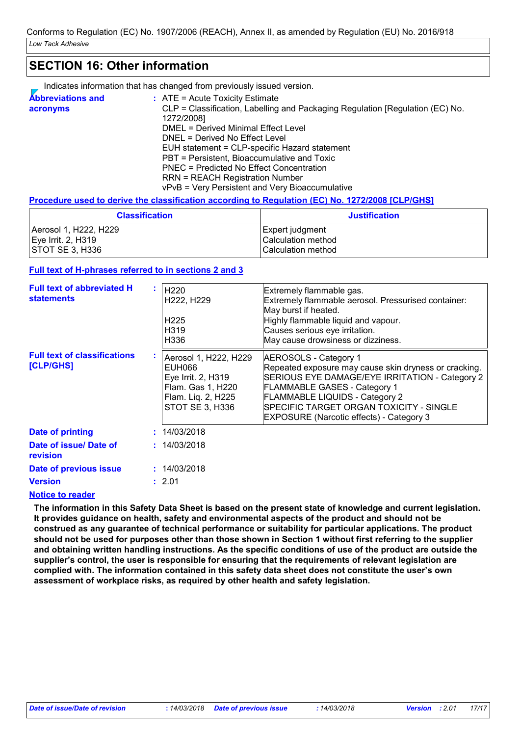## SECTION 16: Other information

Indicates information that has changed from previously issued version.

**Abbreviations and acronyms** : ATE = Acute Toxicity Estimate
CLP = Classification, Labelling and Packaging Regulation [Regulation (EC) No. 1272/2008]
DMEL = Derived Minimal Effect Level
DNEL = Derived No Effect Level
EUH statement = CLP-specific Hazard statement
PBT = Persistent, Bioaccumulative and Toxic
PNEC = Predicted No Effect Concentration
RRN = REACH Registration Number
vPvB = Very Persistent and Very Bioaccumulative

**Procedure used to derive the classification according to Regulation (EC) No. 1272/2008 [CLP/GHS]**

| Classification | Justification |
|---|---|
| Aerosol 1, H222, H229 | Expert judgment |
| Eye Irrit. 2, H319 | Calculation method |
| STOT SE 3, H336 | Calculation method |

**Full text of H-phrases referred to in sections 2 and 3**

**Full text of abbreviated H statements** :

| | |
|---|---|
| H220 | Extremely flammable gas. |
| H222, H229 | Extremely flammable aerosol. Pressurised container: May burst if heated. |
| H225 | Highly flammable liquid and vapour. |
| H319 | Causes serious eye irritation. |
| H336 | May cause drowsiness or dizziness. |

**Full text of classifications [CLP/GHS]** :

| | |
|---|---|
| Aerosol 1, H222, H229 | AEROSOLS - Category 1 |
| EUH066 | Repeated exposure may cause skin dryness or cracking. |
| Eye Irrit. 2, H319 | SERIOUS EYE DAMAGE/EYE IRRITATION - Category 2 |
| Flam. Gas 1, H220 | FLAMMABLE GASES - Category 1 |
| Flam. Liq. 2, H225 | FLAMMABLE LIQUIDS - Category 2 |
| STOT SE 3, H336 | SPECIFIC TARGET ORGAN TOXICITY - SINGLE EXPOSURE (Narcotic effects) - Category 3 |

**Date of printing** : 14/03/2018

**Date of issue/ Date of revision** : 14/03/2018

**Date of previous issue** : 14/03/2018

**Version** : 2.01

**Notice to reader**

**The information in this Safety Data Sheet is based on the present state of knowledge and current legislation. It provides guidance on health, safety and environmental aspects of the product and should not be construed as any guarantee of technical performance or suitability for particular applications. The product should not be used for purposes other than those shown in Section 1 without first referring to the supplier and obtaining written handling instructions. As the specific conditions of use of the product are outside the supplier's control, the user is responsible for ensuring that the requirements of relevant legislation are complied with. The information contained in this safety data sheet does not constitute the user's own assessment of workplace risks, as required by other health and safety legislation.**